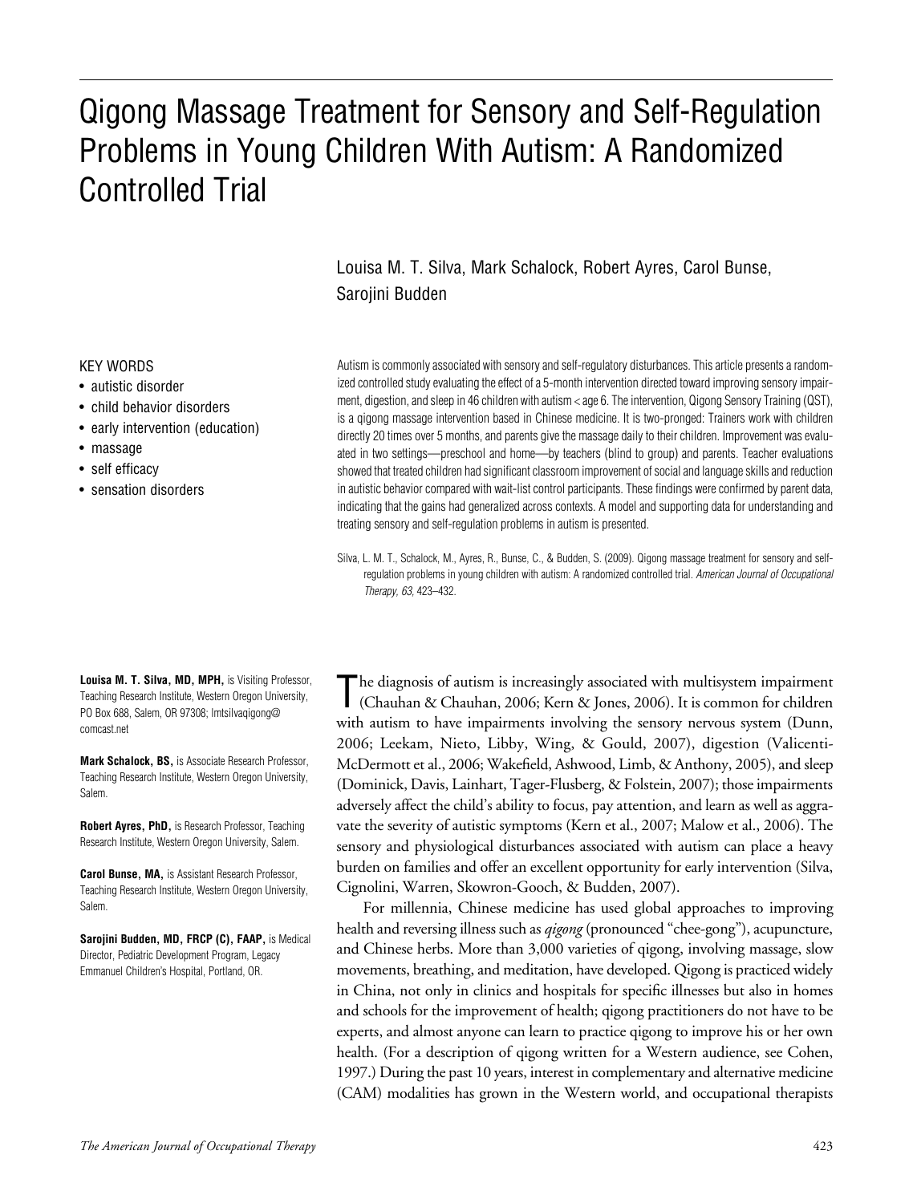# Qigong Massage Treatment for Sensory and Self-Regulation Problems in Young Children With Autism: A Randomized Controlled Trial

Louisa M. T. Silva, Mark Schalock, Robert Ayres, Carol Bunse, Sarojini Budden

KEY WORDS

- autistic disorder
- child behavior disorders
- early intervention (education)
- massage
- self efficacy
- sensation disorders

Autism is commonly associated with sensory and self-regulatory disturbances. This article presents a randomized controlled study evaluating the effect of a 5-month intervention directed toward improving sensory impairment, digestion, and sleep in 46 children with autism < age 6. The intervention, Qigong Sensory Training (QST), is a qigong massage intervention based in Chinese medicine. It is two-pronged: Trainers work with children directly 20 times over 5 months, and parents give the massage daily to their children. Improvement was evaluated in two settings—preschool and home—by teachers (blind to group) and parents. Teacher evaluations showed that treated children had significant classroom improvement of social and language skills and reduction in autistic behavior compared with wait-list control participants. These findings were confirmed by parent data, indicating that the gains had generalized across contexts. A model and supporting data for understanding and treating sensory and self-regulation problems in autism is presented.

Silva, L. M. T., Schalock, M., Ayres, R., Bunse, C., & Budden, S. (2009). Qigong massage treatment for sensory and self-regulation problems in young children with autism: A randomized controlled trial. *American Journal of Occupational Therapy, 63,* 423–432.

**Louisa M. T. Silva, MD, MPH,** is Visiting Professor, Teaching Research Institute, Western Oregon University, PO Box 688, Salem, OR 97308; lmtsilvaqigong@comcast.net

**Mark Schalock, BS,** is Associate Research Professor, Teaching Research Institute, Western Oregon University, Salem.

**Robert Ayres, PhD,** is Research Professor, Teaching Research Institute, Western Oregon University, Salem.

**Carol Bunse, MA,** is Assistant Research Professor, Teaching Research Institute, Western Oregon University, Salem.

**Sarojini Budden, MD, FRCP (C), FAAP,** is Medical Director, Pediatric Development Program, Legacy Emmanuel Children's Hospital, Portland, OR.

The diagnosis of autism is increasingly associated with multisystem impairment (Chauhan & Chauhan, 2006; Kern & Jones, 2006). It is common for children with autism to have impairments involving the sensory nervous system (Dunn, 2006; Leekam, Nieto, Libby, Wing, & Gould, 2007), digestion (Valicenti-McDermott et al., 2006; Wakefield, Ashwood, Limb, & Anthony, 2005), and sleep (Dominick, Davis, Lainhart, Tager-Flusberg, & Folstein, 2007); those impairments adversely affect the child's ability to focus, pay attention, and learn as well as aggravate the severity of autistic symptoms (Kern et al., 2007; Malow et al., 2006). The sensory and physiological disturbances associated with autism can place a heavy burden on families and offer an excellent opportunity for early intervention (Silva, Cignolini, Warren, Skowron-Gooch, & Budden, 2007).

For millennia, Chinese medicine has used global approaches to improving health and reversing illness such as *qigong* (pronounced "chee-gong"), acupuncture, and Chinese herbs. More than 3,000 varieties of qigong, involving massage, slow movements, breathing, and meditation, have developed. Qigong is practiced widely in China, not only in clinics and hospitals for specific illnesses but also in homes and schools for the improvement of health; qigong practitioners do not have to be experts, and almost anyone can learn to practice qigong to improve his or her own health. (For a description of qigong written for a Western audience, see Cohen, 1997.) During the past 10 years, interest in complementary and alternative medicine (CAM) modalities has grown in the Western world, and occupational therapists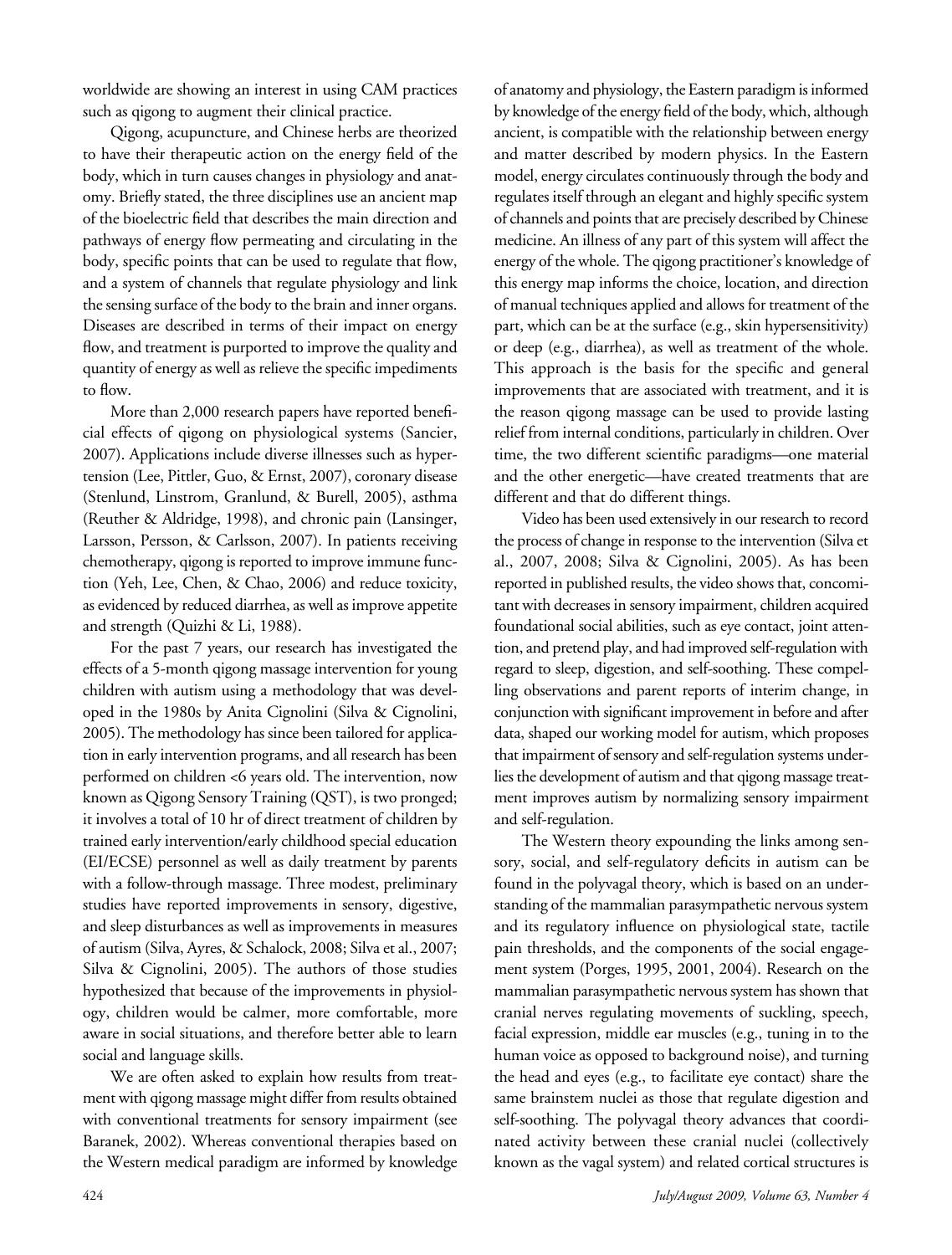worldwide are showing an interest in using CAM practices such as qigong to augment their clinical practice.

Qigong, acupuncture, and Chinese herbs are theorized to have their therapeutic action on the energy field of the body, which in turn causes changes in physiology and anatomy. Briefly stated, the three disciplines use an ancient map of the bioelectric field that describes the main direction and pathways of energy flow permeating and circulating in the body, specific points that can be used to regulate that flow, and a system of channels that regulate physiology and link the sensing surface of the body to the brain and inner organs. Diseases are described in terms of their impact on energy flow, and treatment is purported to improve the quality and quantity of energy as well as relieve the specific impediments to flow.

More than 2,000 research papers have reported beneficial effects of qigong on physiological systems (Sancier, 2007). Applications include diverse illnesses such as hypertension (Lee, Pittler, Guo, & Ernst, 2007), coronary disease (Stenlund, Linstrom, Granlund, & Burell, 2005), asthma (Reuther & Aldridge, 1998), and chronic pain (Lansinger, Larsson, Persson, & Carlsson, 2007). In patients receiving chemotherapy, qigong is reported to improve immune function (Yeh, Lee, Chen, & Chao, 2006) and reduce toxicity, as evidenced by reduced diarrhea, as well as improve appetite and strength (Quizhi & Li, 1988).

For the past 7 years, our research has investigated the effects of a 5-month qigong massage intervention for young children with autism using a methodology that was developed in the 1980s by Anita Cignolini (Silva & Cignolini, 2005). The methodology has since been tailored for application in early intervention programs, and all research has been performed on children <6 years old. The intervention, now known as Qigong Sensory Training (QST), is two pronged; it involves a total of 10 hr of direct treatment of children by trained early intervention/early childhood special education (EI/ECSE) personnel as well as daily treatment by parents with a follow-through massage. Three modest, preliminary studies have reported improvements in sensory, digestive, and sleep disturbances as well as improvements in measures of autism (Silva, Ayres, & Schalock, 2008; Silva et al., 2007; Silva & Cignolini, 2005). The authors of those studies hypothesized that because of the improvements in physiology, children would be calmer, more comfortable, more aware in social situations, and therefore better able to learn social and language skills.

We are often asked to explain how results from treatment with qigong massage might differ from results obtained with conventional treatments for sensory impairment (see Baranek, 2002). Whereas conventional therapies based on the Western medical paradigm are informed by knowledge of anatomy and physiology, the Eastern paradigm is informed by knowledge of the energy field of the body, which, although ancient, is compatible with the relationship between energy and matter described by modern physics. In the Eastern model, energy circulates continuously through the body and regulates itself through an elegant and highly specific system of channels and points that are precisely described by Chinese medicine. An illness of any part of this system will affect the energy of the whole. The qigong practitioner's knowledge of this energy map informs the choice, location, and direction of manual techniques applied and allows for treatment of the part, which can be at the surface (e.g., skin hypersensitivity) or deep (e.g., diarrhea), as well as treatment of the whole. This approach is the basis for the specific and general improvements that are associated with treatment, and it is the reason qigong massage can be used to provide lasting relief from internal conditions, particularly in children. Over time, the two different scientific paradigms—one material and the other energetic—have created treatments that are different and that do different things.

Video has been used extensively in our research to record the process of change in response to the intervention (Silva et al., 2007, 2008; Silva & Cignolini, 2005). As has been reported in published results, the video shows that, concomitant with decreases in sensory impairment, children acquired foundational social abilities, such as eye contact, joint attention, and pretend play, and had improved self-regulation with regard to sleep, digestion, and self-soothing. These compelling observations and parent reports of interim change, in conjunction with significant improvement in before and after data, shaped our working model for autism, which proposes that impairment of sensory and self-regulation systems underlies the development of autism and that qigong massage treatment improves autism by normalizing sensory impairment and self-regulation.

The Western theory expounding the links among sensory, social, and self-regulatory deficits in autism can be found in the polyvagal theory, which is based on an understanding of the mammalian parasympathetic nervous system and its regulatory influence on physiological state, tactile pain thresholds, and the components of the social engagement system (Porges, 1995, 2001, 2004). Research on the mammalian parasympathetic nervous system has shown that cranial nerves regulating movements of suckling, speech, facial expression, middle ear muscles (e.g., tuning in to the human voice as opposed to background noise), and turning the head and eyes (e.g., to facilitate eye contact) share the same brainstem nuclei as those that regulate digestion and self-soothing. The polyvagal theory advances that coordinated activity between these cranial nuclei (collectively known as the vagal system) and related cortical structures is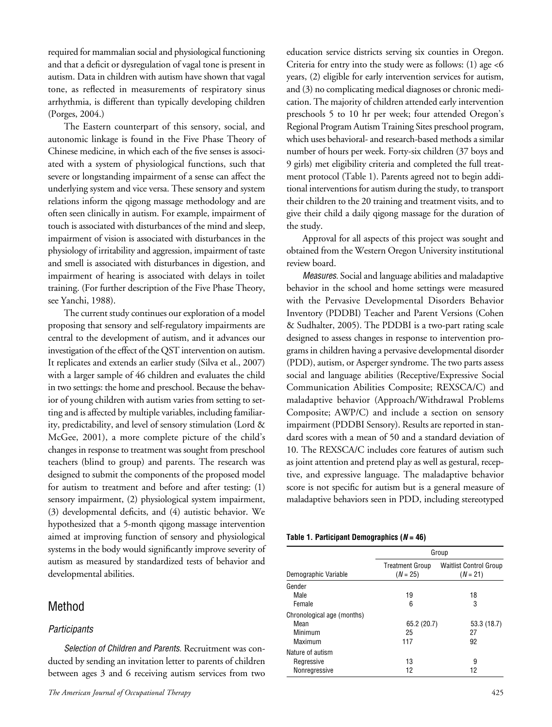required for mammalian social and physiological functioning and that a deficit or dysregulation of vagal tone is present in autism. Data in children with autism have shown that vagal tone, as reflected in measurements of respiratory sinus arrhythmia, is different than typically developing children (Porges, 2004.)

The Eastern counterpart of this sensory, social, and autonomic linkage is found in the Five Phase Theory of Chinese medicine, in which each of the five senses is associated with a system of physiological functions, such that severe or longstanding impairment of a sense can affect the underlying system and vice versa. These sensory and system relations inform the qigong massage methodology and are often seen clinically in autism. For example, impairment of touch is associated with disturbances of the mind and sleep, impairment of vision is associated with disturbances in the physiology of irritability and aggression, impairment of taste and smell is associated with disturbances in digestion, and impairment of hearing is associated with delays in toilet training. (For further description of the Five Phase Theory, see Yanchi, 1988).

The current study continues our exploration of a model proposing that sensory and self-regulatory impairments are central to the development of autism, and it advances our investigation of the effect of the QST intervention on autism. It replicates and extends an earlier study (Silva et al., 2007) with a larger sample of 46 children and evaluates the child in two settings: the home and preschool. Because the behavior of young children with autism varies from setting to setting and is affected by multiple variables, including familiarity, predictability, and level of sensory stimulation (Lord & McGee, 2001), a more complete picture of the child's changes in response to treatment was sought from preschool teachers (blind to group) and parents. The research was designed to submit the components of the proposed model for autism to treatment and before and after testing: (1) sensory impairment, (2) physiological system impairment, (3) developmental deficits, and (4) autistic behavior. We hypothesized that a 5-month qigong massage intervention aimed at improving function of sensory and physiological systems in the body would significantly improve severity of autism as measured by standardized tests of behavior and developmental abilities.

## Method

### Participants

*Selection of Children and Parents.* Recruitment was conducted by sending an invitation letter to parents of children between ages 3 and 6 receiving autism services from two education service districts serving six counties in Oregon. Criteria for entry into the study were as follows: (1) age <6 years, (2) eligible for early intervention services for autism, and (3) no complicating medical diagnoses or chronic medication. The majority of children attended early intervention preschools 5 to 10 hr per week; four attended Oregon's Regional Program Autism Training Sites preschool program, which uses behavioral- and research-based methods a similar number of hours per week. Forty-six children (37 boys and 9 girls) met eligibility criteria and completed the full treatment protocol (Table 1). Parents agreed not to begin additional interventions for autism during the study, to transport their children to the 20 training and treatment visits, and to give their child a daily qigong massage for the duration of the study.

Approval for all aspects of this project was sought and obtained from the Western Oregon University institutional review board.

*Measures.* Social and language abilities and maladaptive behavior in the school and home settings were measured with the Pervasive Developmental Disorders Behavior Inventory (PDDBI) Teacher and Parent Versions (Cohen & Sudhalter, 2005). The PDDBI is a two-part rating scale designed to assess changes in response to intervention programs in children having a pervasive developmental disorder (PDD), autism, or Asperger syndrome. The two parts assess social and language abilities (Receptive/Expressive Social Communication Abilities Composite; REXSCA/C) and maladaptive behavior (Approach/Withdrawal Problems Composite; AWP/C) and include a section on sensory impairment (PDDBI Sensory). Results are reported in standard scores with a mean of 50 and a standard deviation of 10. The REXSCA/C includes core features of autism such as joint attention and pretend play as well as gestural, receptive, and expressive language. The maladaptive behavior score is not specific for autism but is a general measure of maladaptive behaviors seen in PDD, including stereotyped

**Table 1. Participant Demographics (*N* = 46)**

| Demographic Variable | Group | |
|---|---|---|
| | Treatment Group (*N* = 25) | Waitlist Control Group (*N* = 21) |
| Gender | | |
| Male | 19 | 18 |
| Female | 6 | 3 |
| Chronological age (months) | | |
| Mean | 65.2 (20.7) | 53.3 (18.7) |
| Minimum | 25 | 27 |
| Maximum | 117 | 92 |
| Nature of autism | | |
| Regressive | 13 | 9 |
| Nonregressive | 12 | 12 |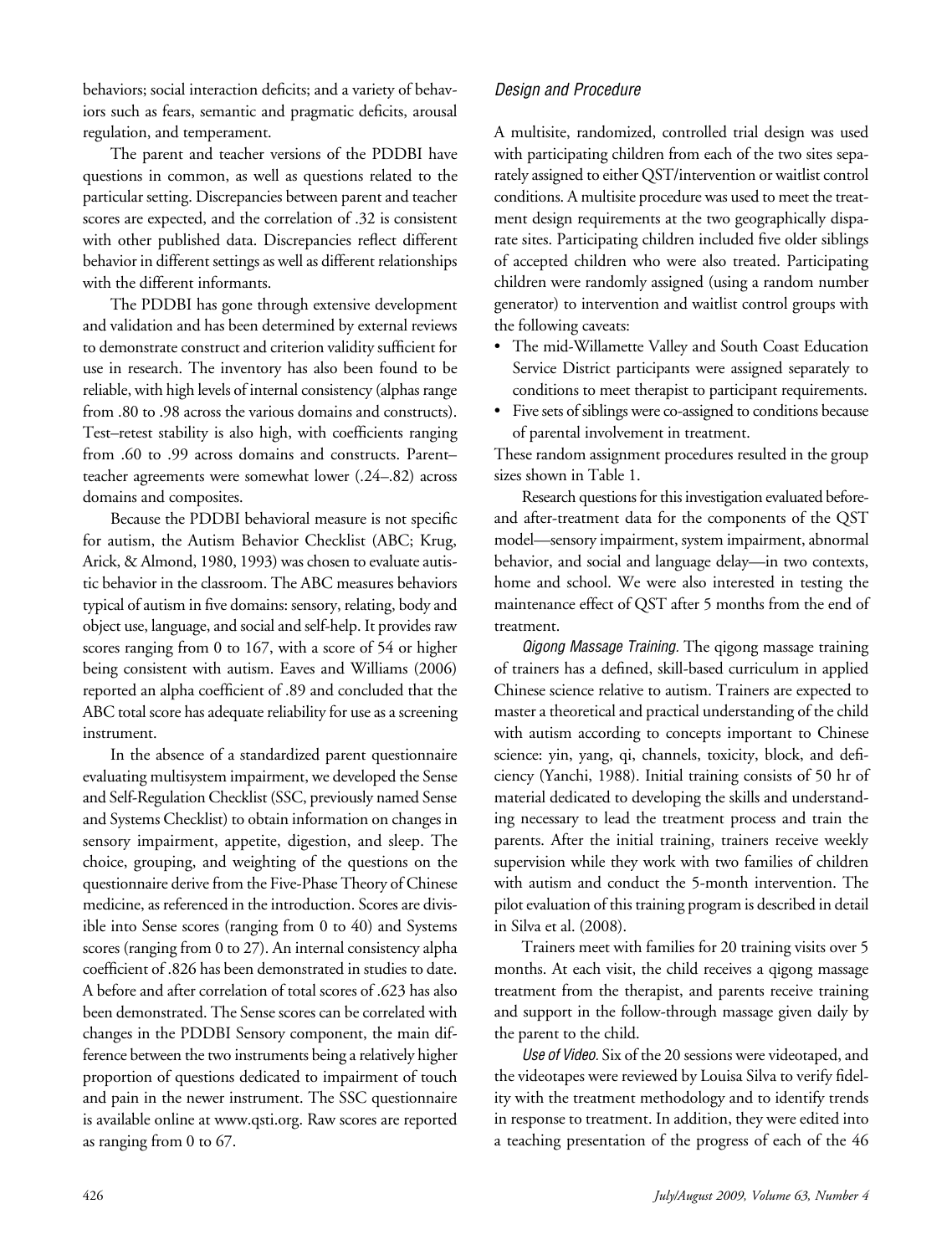behaviors; social interaction deficits; and a variety of behaviors such as fears, semantic and pragmatic deficits, arousal regulation, and temperament.

The parent and teacher versions of the PDDBI have questions in common, as well as questions related to the particular setting. Discrepancies between parent and teacher scores are expected, and the correlation of .32 is consistent with other published data. Discrepancies reflect different behavior in different settings as well as different relationships with the different informants.

The PDDBI has gone through extensive development and validation and has been determined by external reviews to demonstrate construct and criterion validity sufficient for use in research. The inventory has also been found to be reliable, with high levels of internal consistency (alphas range from .80 to .98 across the various domains and constructs). Test–retest stability is also high, with coefficients ranging from .60 to .99 across domains and constructs. Parent–teacher agreements were somewhat lower (.24–.82) across domains and composites.

Because the PDDBI behavioral measure is not specific for autism, the Autism Behavior Checklist (ABC; Krug, Arick, & Almond, 1980, 1993) was chosen to evaluate autistic behavior in the classroom. The ABC measures behaviors typical of autism in five domains: sensory, relating, body and object use, language, and social and self-help. It provides raw scores ranging from 0 to 167, with a score of 54 or higher being consistent with autism. Eaves and Williams (2006) reported an alpha coefficient of .89 and concluded that the ABC total score has adequate reliability for use as a screening instrument.

In the absence of a standardized parent questionnaire evaluating multisystem impairment, we developed the Sense and Self-Regulation Checklist (SSC, previously named Sense and Systems Checklist) to obtain information on changes in sensory impairment, appetite, digestion, and sleep. The choice, grouping, and weighting of the questions on the questionnaire derive from the Five-Phase Theory of Chinese medicine, as referenced in the introduction. Scores are divisible into Sense scores (ranging from 0 to 40) and Systems scores (ranging from 0 to 27). An internal consistency alpha coefficient of .826 has been demonstrated in studies to date. A before and after correlation of total scores of .623 has also been demonstrated. The Sense scores can be correlated with changes in the PDDBI Sensory component, the main difference between the two instruments being a relatively higher proportion of questions dedicated to impairment of touch and pain in the newer instrument. The SSC questionnaire is available online at www.qsti.org. Raw scores are reported as ranging from 0 to 67.

### *Design and Procedure*

A multisite, randomized, controlled trial design was used with participating children from each of the two sites separately assigned to either QST/intervention or waitlist control conditions. A multisite procedure was used to meet the treatment design requirements at the two geographically disparate sites. Participating children included five older siblings of accepted children who were also treated. Participating children were randomly assigned (using a random number generator) to intervention and waitlist control groups with the following caveats:

- The mid-Willamette Valley and South Coast Education Service District participants were assigned separately to conditions to meet therapist to participant requirements.
- Five sets of siblings were co-assigned to conditions because of parental involvement in treatment.

These random assignment procedures resulted in the group sizes shown in Table 1.

Research questions for this investigation evaluated before- and after-treatment data for the components of the QST model—sensory impairment, system impairment, abnormal behavior, and social and language delay—in two contexts, home and school. We were also interested in testing the maintenance effect of QST after 5 months from the end of treatment.

*Qigong Massage Training.* The qigong massage training of trainers has a defined, skill-based curriculum in applied Chinese science relative to autism. Trainers are expected to master a theoretical and practical understanding of the child with autism according to concepts important to Chinese science: yin, yang, qi, channels, toxicity, block, and deficiency (Yanchi, 1988). Initial training consists of 50 hr of material dedicated to developing the skills and understanding necessary to lead the treatment process and train the parents. After the initial training, trainers receive weekly supervision while they work with two families of children with autism and conduct the 5-month intervention. The pilot evaluation of this training program is described in detail in Silva et al. (2008).

Trainers meet with families for 20 training visits over 5 months. At each visit, the child receives a qigong massage treatment from the therapist, and parents receive training and support in the follow-through massage given daily by the parent to the child.

*Use of Video.* Six of the 20 sessions were videotaped, and the videotapes were reviewed by Louisa Silva to verify fidelity with the treatment methodology and to identify trends in response to treatment. In addition, they were edited into a teaching presentation of the progress of each of the 46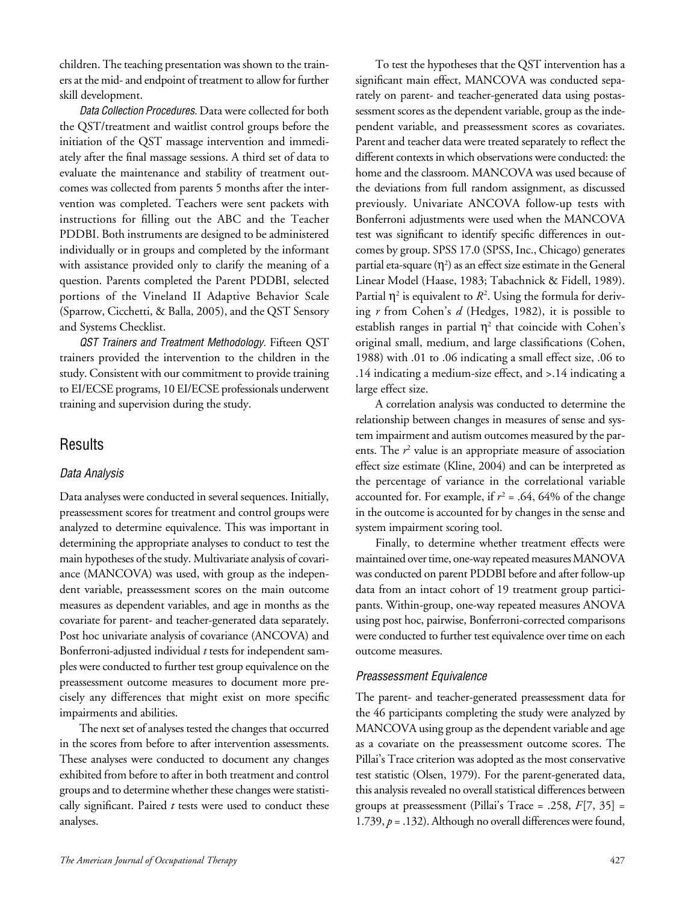children. The teaching presentation was shown to the trainers at the mid- and endpoint of treatment to allow for further skill development.

*Data Collection Procedures.* Data were collected for both the QST/treatment and waitlist control groups before the initiation of the QST massage intervention and immediately after the final massage sessions. A third set of data to evaluate the maintenance and stability of treatment outcomes was collected from parents 5 months after the intervention was completed. Teachers were sent packets with instructions for filling out the ABC and the Teacher PDDBI. Both instruments are designed to be administered individually or in groups and completed by the informant with assistance provided only to clarify the meaning of a question. Parents completed the Parent PDDBI, selected portions of the Vineland II Adaptive Behavior Scale (Sparrow, Cicchetti, & Balla, 2005), and the QST Sensory and Systems Checklist.

*QST Trainers and Treatment Methodology.* Fifteen QST trainers provided the intervention to the children in the study. Consistent with our commitment to provide training to EI/ECSE programs, 10 EI/ECSE professionals underwent training and supervision during the study.

## Results

### Data Analysis

Data analyses were conducted in several sequences. Initially, preassessment scores for treatment and control groups were analyzed to determine equivalence. This was important in determining the appropriate analyses to conduct to test the main hypotheses of the study. Multivariate analysis of covariance (MANCOVA) was used, with group as the independent variable, preassessment scores on the main outcome measures as dependent variables, and age in months as the covariate for parent- and teacher-generated data separately. Post hoc univariate analysis of covariance (ANCOVA) and Bonferroni-adjusted individual *t* tests for independent samples were conducted to further test group equivalence on the preassessment outcome measures to document more precisely any differences that might exist on more specific impairments and abilities.

The next set of analyses tested the changes that occurred in the scores from before to after intervention assessments. These analyses were conducted to document any changes exhibited from before to after in both treatment and control groups and to determine whether these changes were statistically significant. Paired *t* tests were used to conduct these analyses.

To test the hypotheses that the QST intervention has a significant main effect, MANCOVA was conducted separately on parent- and teacher-generated data using postassessment scores as the dependent variable, group as the independent variable, and preassessment scores as covariates. Parent and teacher data were treated separately to reflect the different contexts in which observations were conducted: the home and the classroom. MANCOVA was used because of the deviations from full random assignment, as discussed previously. Univariate ANCOVA follow-up tests with Bonferroni adjustments were used when the MANCOVA test was significant to identify specific differences in outcomes by group. SPSS 17.0 (SPSS, Inc., Chicago) generates partial eta-square ($\eta^2$) as an effect size estimate in the General Linear Model (Haase, 1983; Tabachnick & Fidell, 1989). Partial $\eta^2$ is equivalent to $R^2$. Using the formula for deriving *r* from Cohen's *d* (Hedges, 1982), it is possible to establish ranges in partial $\eta^2$ that coincide with Cohen's original small, medium, and large classifications (Cohen, 1988) with .01 to .06 indicating a small effect size, .06 to .14 indicating a medium-size effect, and >.14 indicating a large effect size.

A correlation analysis was conducted to determine the relationship between changes in measures of sense and system impairment and autism outcomes measured by the parents. The $r^2$ value is an appropriate measure of association effect size estimate (Kline, 2004) and can be interpreted as the percentage of variance in the correlational variable accounted for. For example, if $r^2 = .64$, 64% of the change in the outcome is accounted for by changes in the sense and system impairment scoring tool.

Finally, to determine whether treatment effects were maintained over time, one-way repeated measures MANOVA was conducted on parent PDDBI before and after follow-up data from an intact cohort of 19 treatment group participants. Within-group, one-way repeated measures ANOVA using post hoc, pairwise, Bonferroni-corrected comparisons were conducted to further test equivalence over time on each outcome measures.

### Preassessment Equivalence

The parent- and teacher-generated preassessment data for the 46 participants completing the study were analyzed by MANCOVA using group as the dependent variable and age as a covariate on the preassessment outcome scores. The Pillai's Trace criterion was adopted as the most conservative test statistic (Olsen, 1979). For the parent-generated data, this analysis revealed no overall statistical differences between groups at preassessment (Pillai's Trace = .258, $F[7, 35] = 1.739$, $p = .132$). Although no overall differences were found,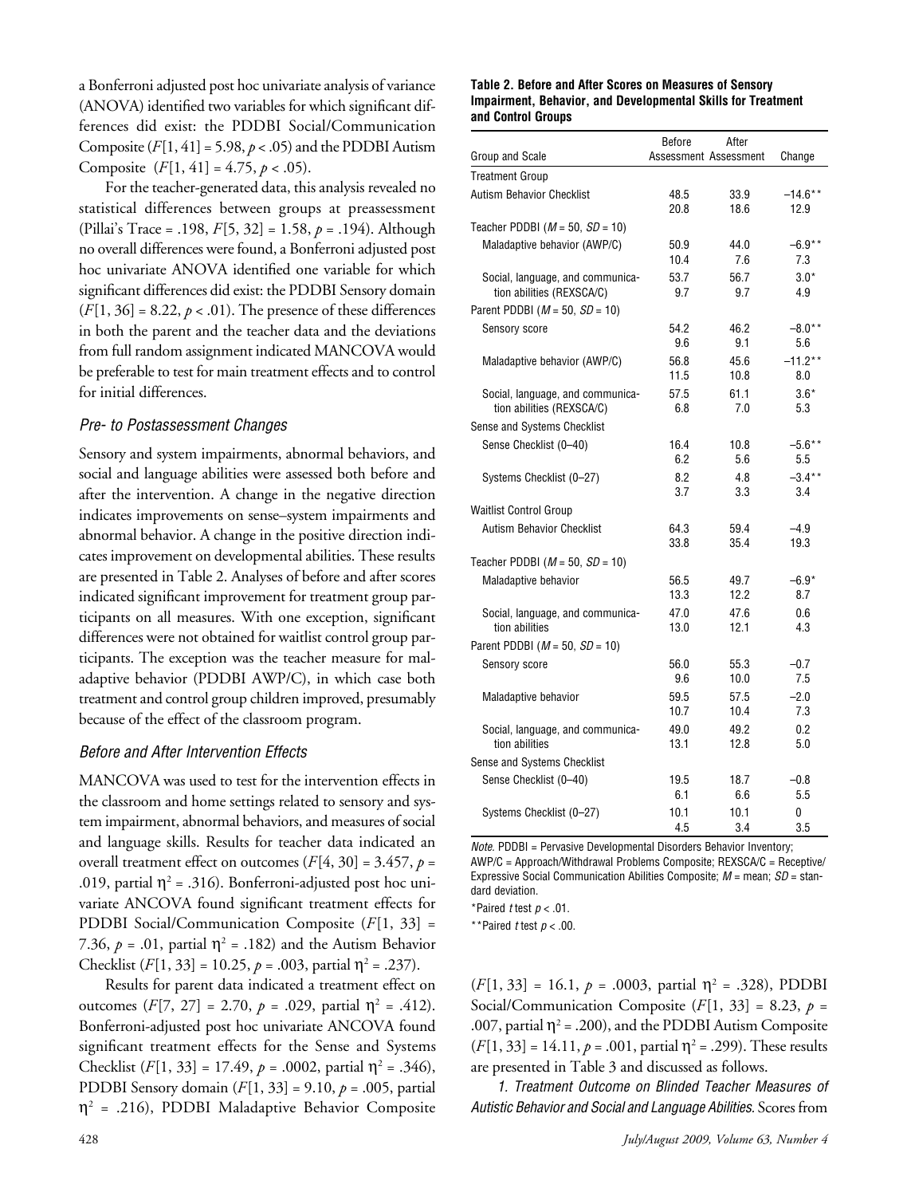a Bonferroni adjusted post hoc univariate analysis of variance (ANOVA) identified two variables for which significant differences did exist: the PDDBI Social/Communication Composite ($F[1, 41] = 5.98, p < .05$) and the PDDBI Autism Composite ($F[1, 41] = 4.75, p < .05$).

For the teacher-generated data, this analysis revealed no statistical differences between groups at preassessment (Pillai's Trace = .198, $F[5, 32] = 1.58, p = .194$). Although no overall differences were found, a Bonferroni adjusted post hoc univariate ANOVA identified one variable for which significant differences did exist: the PDDBI Sensory domain ($F[1, 36] = 8.22, p < .01$). The presence of these differences in both the parent and the teacher data and the deviations from full random assignment indicated MANCOVA would be preferable to test for main treatment effects and to control for initial differences.

### *Pre- to Postassessment Changes*

Sensory and system impairments, abnormal behaviors, and social and language abilities were assessed both before and after the intervention. A change in the negative direction indicates improvements on sense–system impairments and abnormal behavior. A change in the positive direction indicates improvement on developmental abilities. These results are presented in Table 2. Analyses of before and after scores indicated significant improvement for treatment group participants on all measures. With one exception, significant differences were not obtained for waitlist control group participants. The exception was the teacher measure for maladaptive behavior (PDDBI AWP/C), in which case both treatment and control group children improved, presumably because of the effect of the classroom program.

**Table 2. Before and After Scores on Measures of Sensory Impairment, Behavior, and Developmental Skills for Treatment and Control Groups**

| Group and Scale | Before Assessment | After Assessment | Change |
|---|---|---|---|
| Treatment Group | | | |
| Autism Behavior Checklist | 48.5 | 33.9 | −14.6** |
| | 20.8 | 18.6 | 12.9 |
| Teacher PDDBI ($M = 50$, $SD = 10$) | | | |
| Maladaptive behavior (AWP/C) | 50.9 | 44.0 | −6.9** |
| | 10.4 | 7.6 | 7.3 |
| Social, language, and communication abilities (REXSCA/C) | 53.7 | 56.7 | 3.0* |
| | 9.7 | 9.7 | 4.9 |
| Parent PDDBI ($M = 50$, $SD = 10$) | | | |
| Sensory score | 54.2 | 46.2 | −8.0** |
| | 9.6 | 9.1 | 5.6 |
| Maladaptive behavior (AWP/C) | 56.8 | 45.6 | −11.2** |
| | 11.5 | 10.8 | 8.0 |
| Social, language, and communication abilities (REXSCA/C) | 57.5 | 61.1 | 3.6* |
| | 6.8 | 7.0 | 5.3 |
| Sense and Systems Checklist | | | |
| Sense Checklist (0–40) | 16.4 | 10.8 | −5.6** |
| | 6.2 | 5.6 | 5.5 |
| Systems Checklist (0–27) | 8.2 | 4.8 | −3.4** |
| | 3.7 | 3.3 | 3.4 |
| Waitlist Control Group | | | |
| Autism Behavior Checklist | 64.3 | 59.4 | −4.9 |
| | 33.8 | 35.4 | 19.3 |
| Teacher PDDBI ($M = 50$, $SD = 10$) | | | |
| Maladaptive behavior | 56.5 | 49.7 | −6.9* |
| | 13.3 | 12.2 | 8.7 |
| Social, language, and communication abilities | 47.0 | 47.6 | 0.6 |
| | 13.0 | 12.1 | 4.3 |
| Parent PDDBI ($M = 50$, $SD = 10$) | | | |
| Sensory score | 56.0 | 55.3 | −0.7 |
| | 9.6 | 10.0 | 7.5 |
| Maladaptive behavior | 59.5 | 57.5 | −2.0 |
| | 10.7 | 10.4 | 7.3 |
| Social, language, and communication abilities | 49.0 | 49.2 | 0.2 |
| | 13.1 | 12.8 | 5.0 |
| Sense and Systems Checklist | | | |
| Sense Checklist (0–40) | 19.5 | 18.7 | −0.8 |
| | 6.1 | 6.6 | 5.5 |
| Systems Checklist (0–27) | 10.1 | 10.1 | 0 |
| | 4.5 | 3.4 | 3.5 |

*Note.* PDDBI = Pervasive Developmental Disorders Behavior Inventory; AWP/C = Approach/Withdrawal Problems Composite; REXSCA/C = Receptive/Expressive Social Communication Abilities Composite; $M$ = mean; $SD$ = standard deviation.

*Paired $t$ test $p < .01$.

**Paired $t$ test $p < .00$.

### *Before and After Intervention Effects*

MANCOVA was used to test for the intervention effects in the classroom and home settings related to sensory and system impairment, abnormal behaviors, and measures of social and language skills. Results for teacher data indicated an overall treatment effect on outcomes ($F[4, 30] = 3.457$, $p = .019$, partial $\eta^2 = .316$). Bonferroni-adjusted post hoc univariate ANCOVA found significant treatment effects for PDDBI Social/Communication Composite ($F[1, 33] = 7.36$, $p = .01$, partial $\eta^2 = .182$) and the Autism Behavior Checklist ($F[1, 33] = 10.25$, $p = .003$, partial $\eta^2 = .237$).

Results for parent data indicated a treatment effect on outcomes ($F[7, 27] = 2.70$, $p = .029$, partial $\eta^2 = .412$). Bonferroni-adjusted post hoc univariate ANCOVA found significant treatment effects for the Sense and Systems Checklist ($F[1, 33] = 17.49$, $p = .0002$, partial $\eta^2 = .346$), PDDBI Sensory domain ($F[1, 33] = 9.10$, $p = .005$, partial $\eta^2 = .216$), PDDBI Maladaptive Behavior Composite ($F[1, 33] = 16.1$, $p = .0003$, partial $\eta^2 = .328$), PDDBI Social/Communication Composite ($F[1, 33] = 8.23$, $p = .007$, partial $\eta^2 = .200$), and the PDDBI Autism Composite ($F[1, 33] = 14.11$, $p = .001$, partial $\eta^2 = .299$). These results are presented in Table 3 and discussed as follows.

*1. Treatment Outcome on Blinded Teacher Measures of Autistic Behavior and Social and Language Abilities.* Scores from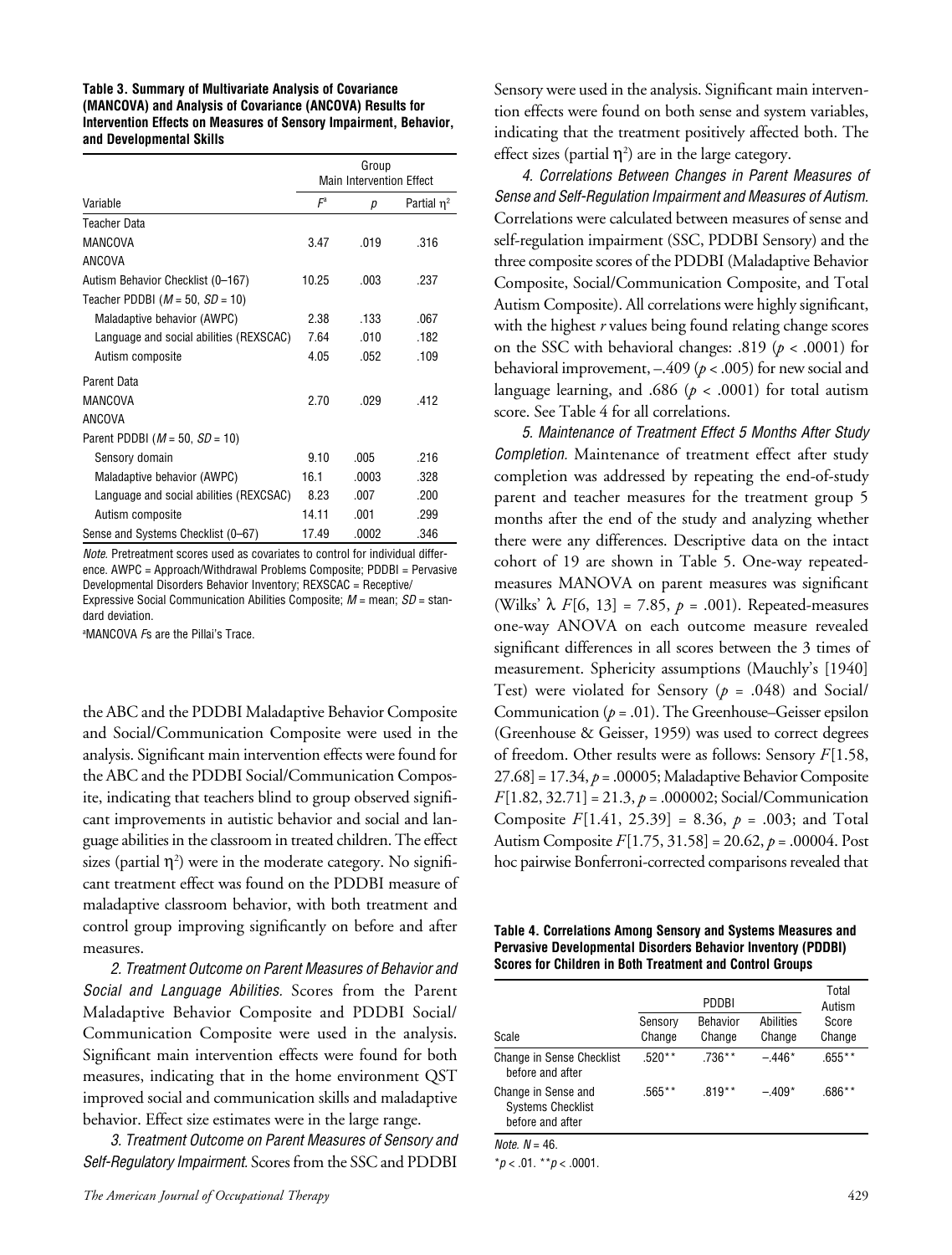**Table 3. Summary of Multivariate Analysis of Covariance (MANCOVA) and Analysis of Covariance (ANCOVA) Results for Intervention Effects on Measures of Sensory Impairment, Behavior, and Developmental Skills**

| Variable | Group Main Intervention Effect | | |
|---|---|---|---|
| | $F^a$ | $p$ | Partial $\eta^2$ |
| Teacher Data | | | |
| MANCOVA | 3.47 | .019 | .316 |
| ANCOVA | | | |
| Autism Behavior Checklist (0–167) | 10.25 | .003 | .237 |
| Teacher PDDBI ($M$ = 50, $SD$ = 10) | | | |
| Maladaptive behavior (AWPC) | 2.38 | .133 | .067 |
| Language and social abilities (REXSCAC) | 7.64 | .010 | .182 |
| Autism composite | 4.05 | .052 | .109 |
| Parent Data | | | |
| MANCOVA | 2.70 | .029 | .412 |
| ANCOVA | | | |
| Parent PDDBI ($M$ = 50, $SD$ = 10) | | | |
| Sensory domain | 9.10 | .005 | .216 |
| Maladaptive behavior (AWPC) | 16.1 | .0003 | .328 |
| Language and social abilities (REXCSAC) | 8.23 | .007 | .200 |
| Autism composite | 14.11 | .001 | .299 |
| Sense and Systems Checklist (0–67) | 17.49 | .0002 | .346 |

*Note.* Pretreatment scores used as covariates to control for individual difference. AWPC = Approach/Withdrawal Problems Composite; PDDBI = Pervasive Developmental Disorders Behavior Inventory; REXSCAC = Receptive/Expressive Social Communication Abilities Composite; $M$ = mean; $SD$ = standard deviation.

[a]MANCOVA *F*s are the Pillai's Trace.

the ABC and the PDDBI Maladaptive Behavior Composite and Social/Communication Composite were used in the analysis. Significant main intervention effects were found for the ABC and the PDDBI Social/Communication Composite, indicating that teachers blind to group observed significant improvements in autistic behavior and social and language abilities in the classroom in treated children. The effect sizes (partial $\eta^2$) were in the moderate category. No significant treatment effect was found on the PDDBI measure of maladaptive classroom behavior, with both treatment and control group improving significantly on before and after measures.

*2. Treatment Outcome on Parent Measures of Behavior and Social and Language Abilities.* Scores from the Parent Maladaptive Behavior Composite and PDDBI Social/Communication Composite were used in the analysis. Significant main intervention effects were found for both measures, indicating that in the home environment QST improved social and communication skills and maladaptive behavior. Effect size estimates were in the large range.

*3. Treatment Outcome on Parent Measures of Sensory and Self-Regulatory Impairment.* Scores from the SSC and PDDBI Sensory were used in the analysis. Significant main intervention effects were found on both sense and system variables, indicating that the treatment positively affected both. The effect sizes (partial $\eta^2$) are in the large category.

*4. Correlations Between Changes in Parent Measures of Sense and Self-Regulation Impairment and Measures of Autism.* Correlations were calculated between measures of sense and self-regulation impairment (SSC, PDDBI Sensory) and the three composite scores of the PDDBI (Maladaptive Behavior Composite, Social/Communication Composite, and Total Autism Composite). All correlations were highly significant, with the highest $r$ values being found relating change scores on the SSC with behavioral changes: .819 ($p < .0001$) for behavioral improvement, –.409 ($p < .005$) for new social and language learning, and .686 ($p < .0001$) for total autism score. See Table 4 for all correlations.

*5. Maintenance of Treatment Effect 5 Months After Study Completion.* Maintenance of treatment effect after study completion was addressed by repeating the end-of-study parent and teacher measures for the treatment group 5 months after the end of the study and analyzing whether there were any differences. Descriptive data on the intact cohort of 19 are shown in Table 5. One-way repeated-measures MANOVA on parent measures was significant (Wilks' $\lambda$ $F[6, 13] = 7.85$, $p = .001$). Repeated-measures one-way ANOVA on each outcome measure revealed significant differences in all scores between the 3 times of measurement. Sphericity assumptions (Mauchly's [1940] Test) were violated for Sensory ($p = .048$) and Social/Communication ($p = .01$). The Greenhouse–Geisser epsilon (Greenhouse & Geisser, 1959) was used to correct degrees of freedom. Other results were as follows: Sensory $F[1.58, 27.68] = 17.34$, $p = .00005$; Maladaptive Behavior Composite $F[1.82, 32.71] = 21.3$, $p = .000002$; Social/Communication Composite $F[1.41, 25.39] = 8.36$, $p = .003$; and Total Autism Composite $F[1.75, 31.58] = 20.62$, $p = .00004$. Post hoc pairwise Bonferroni-corrected comparisons revealed that

**Table 4. Correlations Among Sensory and Systems Measures and Pervasive Developmental Disorders Behavior Inventory (PDDBI) Scores for Children in Both Treatment and Control Groups**

| Scale | PDDBI Sensory Change | PDDBI Behavior Change | PDDBI Abilities Change | Total Autism Score Change |
|---|---|---|---|---|
| Change in Sense Checklist before and after | .520** | .736** | –.446* | .655** |
| Change in Sense and Systems Checklist before and after | .565** | .819** | –.409* | .686** |

*Note.* $N$ = 46.

*$p < .01$. **$p < .0001$.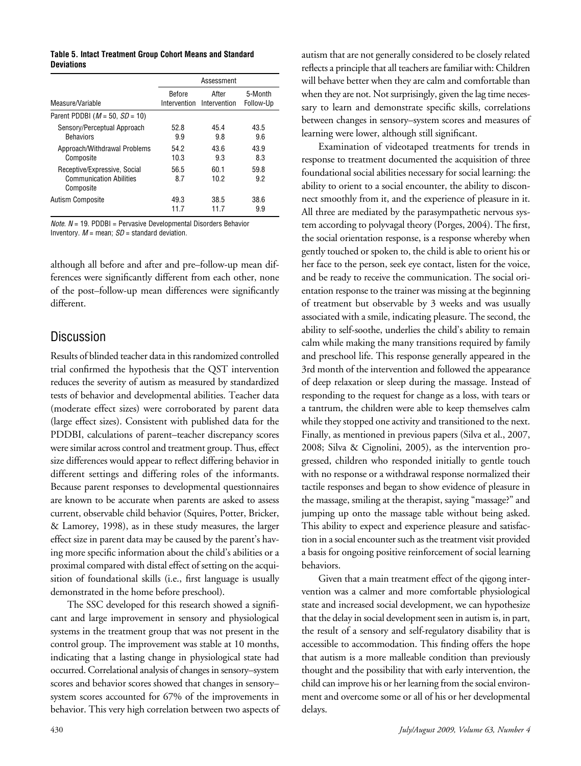**Table 5. Intact Treatment Group Cohort Means and Standard Deviations**

| Measure/Variable | Assessment | | |
|---|---|---|---|
| | Before Intervention | After Intervention | 5-Month Follow-Up |
| Parent PDDBI ($M$ = 50, $SD$ = 10) | | | |
| Sensory/Perceptual Approach Behaviors | 52.8<br>9.9 | 45.4<br>9.8 | 43.5<br>9.6 |
| Approach/Withdrawal Problems Composite | 54.2<br>10.3 | 43.6<br>9.3 | 43.9<br>8.3 |
| Receptive/Expressive, Social Communication Abilities Composite | 56.5<br>8.7 | 60.1<br>10.2 | 59.8<br>9.2 |
| Autism Composite | 49.3<br>11.7 | 38.5<br>11.7 | 38.6<br>9.9 |

*Note.* $N$ = 19. PDDBI = Pervasive Developmental Disorders Behavior Inventory. $M$ = mean; $SD$ = standard deviation.

although all before and after and pre–follow-up mean differences were significantly different from each other, none of the post–follow-up mean differences were significantly different.

## Discussion

Results of blinded teacher data in this randomized controlled trial confirmed the hypothesis that the QST intervention reduces the severity of autism as measured by standardized tests of behavior and developmental abilities. Teacher data (moderate effect sizes) were corroborated by parent data (large effect sizes). Consistent with published data for the PDDBI, calculations of parent–teacher discrepancy scores were similar across control and treatment group. Thus, effect size differences would appear to reflect differing behavior in different settings and differing roles of the informants. Because parent responses to developmental questionnaires are known to be accurate when parents are asked to assess current, observable child behavior (Squires, Potter, Bricker, & Lamorey, 1998), as in these study measures, the larger effect size in parent data may be caused by the parent's having more specific information about the child's abilities or a proximal compared with distal effect of setting on the acquisition of foundational skills (i.e., first language is usually demonstrated in the home before preschool).

The SSC developed for this research showed a significant and large improvement in sensory and physiological systems in the treatment group that was not present in the control group. The improvement was stable at 10 months, indicating that a lasting change in physiological state had occurred. Correlational analysis of changes in sensory–system scores and behavior scores showed that changes in sensory–system scores accounted for 67% of the improvements in behavior. This very high correlation between two aspects of autism that are not generally considered to be closely related reflects a principle that all teachers are familiar with: Children will behave better when they are calm and comfortable than when they are not. Not surprisingly, given the lag time necessary to learn and demonstrate specific skills, correlations between changes in sensory–system scores and measures of learning were lower, although still significant.

Examination of videotaped treatments for trends in response to treatment documented the acquisition of three foundational social abilities necessary for social learning: the ability to orient to a social encounter, the ability to disconnect smoothly from it, and the experience of pleasure in it. All three are mediated by the parasympathetic nervous system according to polyvagal theory (Porges, 2004). The first, the social orientation response, is a response whereby when gently touched or spoken to, the child is able to orient his or her face to the person, seek eye contact, listen for the voice, and be ready to receive the communication. The social orientation response to the trainer was missing at the beginning of treatment but observable by 3 weeks and was usually associated with a smile, indicating pleasure. The second, the ability to self-soothe, underlies the child's ability to remain calm while making the many transitions required by family and preschool life. This response generally appeared in the 3rd month of the intervention and followed the appearance of deep relaxation or sleep during the massage. Instead of responding to the request for change as a loss, with tears or a tantrum, the children were able to keep themselves calm while they stopped one activity and transitioned to the next. Finally, as mentioned in previous papers (Silva et al., 2007, 2008; Silva & Cignolini, 2005), as the intervention progressed, children who responded initially to gentle touch with no response or a withdrawal response normalized their tactile responses and began to show evidence of pleasure in the massage, smiling at the therapist, saying "massage?" and jumping up onto the massage table without being asked. This ability to expect and experience pleasure and satisfaction in a social encounter such as the treatment visit provided a basis for ongoing positive reinforcement of social learning behaviors.

Given that a main treatment effect of the qigong intervention was a calmer and more comfortable physiological state and increased social development, we can hypothesize that the delay in social development seen in autism is, in part, the result of a sensory and self-regulatory disability that is accessible to accommodation. This finding offers the hope that autism is a more malleable condition than previously thought and the possibility that with early intervention, the child can improve his or her learning from the social environment and overcome some or all of his or her developmental delays.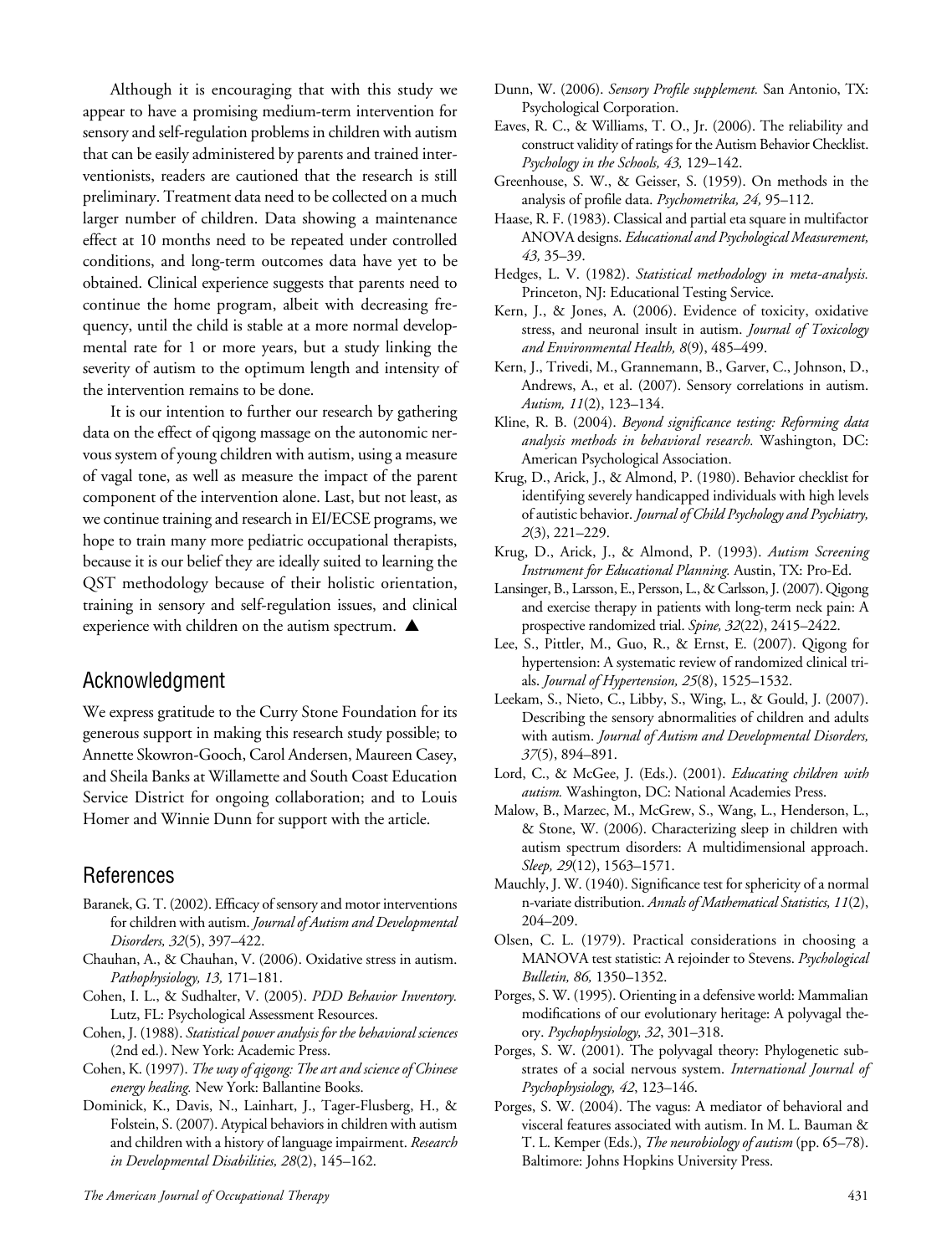Although it is encouraging that with this study we appear to have a promising medium-term intervention for sensory and self-regulation problems in children with autism that can be easily administered by parents and trained interventionists, readers are cautioned that the research is still preliminary. Treatment data need to be collected on a much larger number of children. Data showing a maintenance effect at 10 months need to be repeated under controlled conditions, and long-term outcomes data have yet to be obtained. Clinical experience suggests that parents need to continue the home program, albeit with decreasing frequency, until the child is stable at a more normal developmental rate for 1 or more years, but a study linking the severity of autism to the optimum length and intensity of the intervention remains to be done.

It is our intention to further our research by gathering data on the effect of qigong massage on the autonomic nervous system of young children with autism, using a measure of vagal tone, as well as measure the impact of the parent component of the intervention alone. Last, but not least, as we continue training and research in EI/ECSE programs, we hope to train many more pediatric occupational therapists, because it is our belief they are ideally suited to learning the QST methodology because of their holistic orientation, training in sensory and self-regulation issues, and clinical experience with children on the autism spectrum. ▲

## Acknowledgment

We express gratitude to the Curry Stone Foundation for its generous support in making this research study possible; to Annette Skowron-Gooch, Carol Andersen, Maureen Casey, and Sheila Banks at Willamette and South Coast Education Service District for ongoing collaboration; and to Louis Homer and Winnie Dunn for support with the article.

## References

Baranek, G. T. (2002). Efficacy of sensory and motor interventions for children with autism. *Journal of Autism and Developmental Disorders, 32*(5), 397–422.

Chauhan, A., & Chauhan, V. (2006). Oxidative stress in autism. *Pathophysiology, 13,* 171–181.

Cohen, I. L., & Sudhalter, V. (2005). *PDD Behavior Inventory.* Lutz, FL: Psychological Assessment Resources.

Cohen, J. (1988). *Statistical power analysis for the behavioral sciences* (2nd ed.). New York: Academic Press.

Cohen, K. (1997). *The way of qigong: The art and science of Chinese energy healing.* New York: Ballantine Books.

Dominick, K., Davis, N., Lainhart, J., Tager-Flusberg, H., & Folstein, S. (2007). Atypical behaviors in children with autism and children with a history of language impairment. *Research in Developmental Disabilities, 28*(2), 145–162.

Dunn, W. (2006). *Sensory Profile supplement.* San Antonio, TX: Psychological Corporation.

Eaves, R. C., & Williams, T. O., Jr. (2006). The reliability and construct validity of ratings for the Autism Behavior Checklist. *Psychology in the Schools, 43,* 129–142.

Greenhouse, S. W., & Geisser, S. (1959). On methods in the analysis of profile data. *Psychometrika, 24,* 95–112.

Haase, R. F. (1983). Classical and partial eta square in multifactor ANOVA designs. *Educational and Psychological Measurement, 43,* 35–39.

Hedges, L. V. (1982). *Statistical methodology in meta-analysis.* Princeton, NJ: Educational Testing Service.

Kern, J., & Jones, A. (2006). Evidence of toxicity, oxidative stress, and neuronal insult in autism. *Journal of Toxicology and Environmental Health, 8*(9), 485–499.

Kern, J., Trivedi, M., Grannemann, B., Garver, C., Johnson, D., Andrews, A., et al. (2007). Sensory correlations in autism. *Autism, 11*(2), 123–134.

Kline, R. B. (2004). *Beyond significance testing: Reforming data analysis methods in behavioral research.* Washington, DC: American Psychological Association.

Krug, D., Arick, J., & Almond, P. (1980). Behavior checklist for identifying severely handicapped individuals with high levels of autistic behavior. *Journal of Child Psychology and Psychiatry, 2*(3), 221–229.

Krug, D., Arick, J., & Almond, P. (1993). *Autism Screening Instrument for Educational Planning.* Austin, TX: Pro-Ed.

Lansinger, B., Larsson, E., Persson, L., & Carlsson, J. (2007). Qigong and exercise therapy in patients with long-term neck pain: A prospective randomized trial. *Spine, 32*(22), 2415–2422.

Lee, S., Pittler, M., Guo, R., & Ernst, E. (2007). Qigong for hypertension: A systematic review of randomized clinical trials. *Journal of Hypertension, 25*(8), 1525–1532.

Leekam, S., Nieto, C., Libby, S., Wing, L., & Gould, J. (2007). Describing the sensory abnormalities of children and adults with autism. *Journal of Autism and Developmental Disorders, 37*(5), 894–891.

Lord, C., & McGee, J. (Eds.). (2001). *Educating children with autism.* Washington, DC: National Academies Press.

Malow, B., Marzec, M., McGrew, S., Wang, L., Henderson, L., & Stone, W. (2006). Characterizing sleep in children with autism spectrum disorders: A multidimensional approach. *Sleep, 29*(12), 1563–1571.

Mauchly, J. W. (1940). Significance test for sphericity of a normal n-variate distribution. *Annals of Mathematical Statistics, 11*(2), 204–209.

Olsen, C. L. (1979). Practical considerations in choosing a MANOVA test statistic: A rejoinder to Stevens. *Psychological Bulletin, 86,* 1350–1352.

Porges, S. W. (1995). Orienting in a defensive world: Mammalian modifications of our evolutionary heritage: A polyvagal theory. *Psychophysiology, 32*, 301–318.

Porges, S. W. (2001). The polyvagal theory: Phylogenetic substrates of a social nervous system. *International Journal of Psychophysiology, 42*, 123–146.

Porges, S. W. (2004). The vagus: A mediator of behavioral and visceral features associated with autism. In M. L. Bauman & T. L. Kemper (Eds.), *The neurobiology of autism* (pp. 65–78). Baltimore: Johns Hopkins University Press.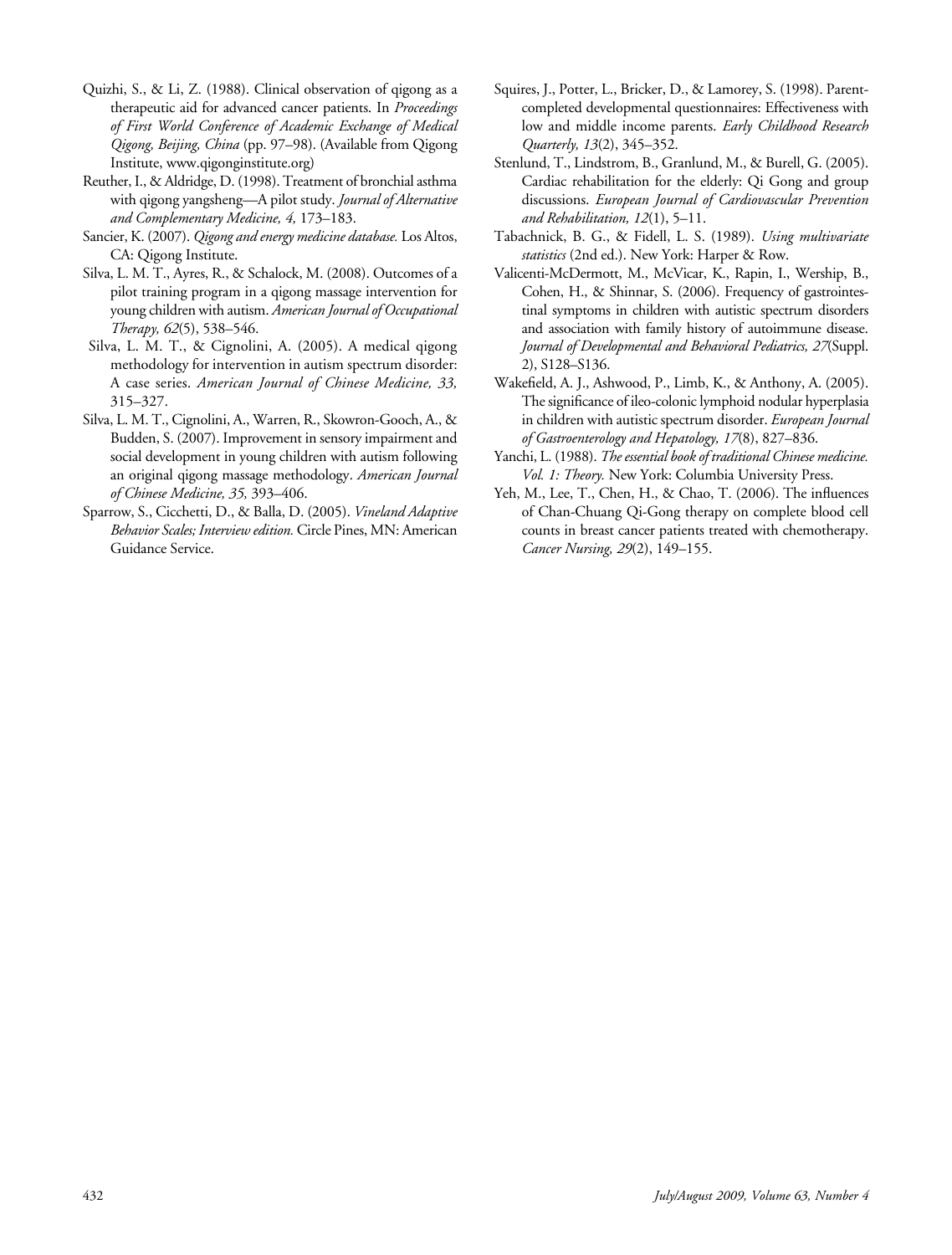Quizhi, S., & Li, Z. (1988). Clinical observation of qigong as a therapeutic aid for advanced cancer patients. In *Proceedings of First World Conference of Academic Exchange of Medical Qigong, Beijing, China* (pp. 97–98). (Available from Qigong Institute, www.qigonginstitute.org)

Reuther, I., & Aldridge, D. (1998). Treatment of bronchial asthma with qigong yangsheng—A pilot study. *Journal of Alternative and Complementary Medicine, 4,* 173–183.

Sancier, K. (2007). *Qigong and energy medicine database.* Los Altos, CA: Qigong Institute.

Silva, L. M. T., Ayres, R., & Schalock, M. (2008). Outcomes of a pilot training program in a qigong massage intervention for young children with autism. *American Journal of Occupational Therapy, 62*(5), 538–546.

Silva, L. M. T., & Cignolini, A. (2005). A medical qigong methodology for intervention in autism spectrum disorder: A case series. *American Journal of Chinese Medicine, 33,* 315–327.

Silva, L. M. T., Cignolini, A., Warren, R., Skowron-Gooch, A., & Budden, S. (2007). Improvement in sensory impairment and social development in young children with autism following an original qigong massage methodology. *American Journal of Chinese Medicine, 35,* 393–406.

Sparrow, S., Cicchetti, D., & Balla, D. (2005). *Vineland Adaptive Behavior Scales; Interview edition.* Circle Pines, MN: American Guidance Service.

Squires, J., Potter, L., Bricker, D., & Lamorey, S. (1998). Parent-completed developmental questionnaires: Effectiveness with low and middle income parents. *Early Childhood Research Quarterly, 13*(2), 345–352.

Stenlund, T., Lindstrom, B., Granlund, M., & Burell, G. (2005). Cardiac rehabilitation for the elderly: Qi Gong and group discussions. *European Journal of Cardiovascular Prevention and Rehabilitation, 12*(1), 5–11.

Tabachnick, B. G., & Fidell, L. S. (1989). *Using multivariate statistics* (2nd ed.). New York: Harper & Row.

Valicenti-McDermott, M., McVicar, K., Rapin, I., Wership, B., Cohen, H., & Shinnar, S. (2006). Frequency of gastrointestinal symptoms in children with autistic spectrum disorders and association with family history of autoimmune disease. *Journal of Developmental and Behavioral Pediatrics, 27*(Suppl. 2), S128–S136.

Wakefield, A. J., Ashwood, P., Limb, K., & Anthony, A. (2005). The significance of ileo-colonic lymphoid nodular hyperplasia in children with autistic spectrum disorder. *European Journal of Gastroenterology and Hepatology, 17*(8), 827–836.

Yanchi, L. (1988). *The essential book of traditional Chinese medicine. Vol. 1: Theory.* New York: Columbia University Press.

Yeh, M., Lee, T., Chen, H., & Chao, T. (2006). The influences of Chan-Chuang Qi-Gong therapy on complete blood cell counts in breast cancer patients treated with chemotherapy. *Cancer Nursing, 29*(2), 149–155.